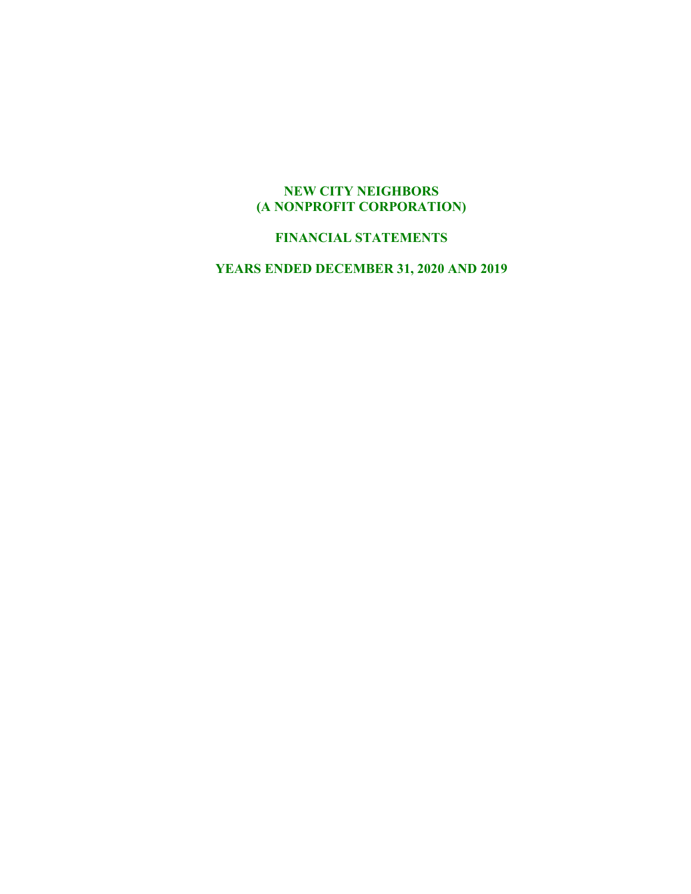# NEW CITY NEIGHBORS
# (A NONPROFIT CORPORATION)

## FINANCIAL STATEMENTS

## YEARS ENDED DECEMBER 31, 2020 AND 2019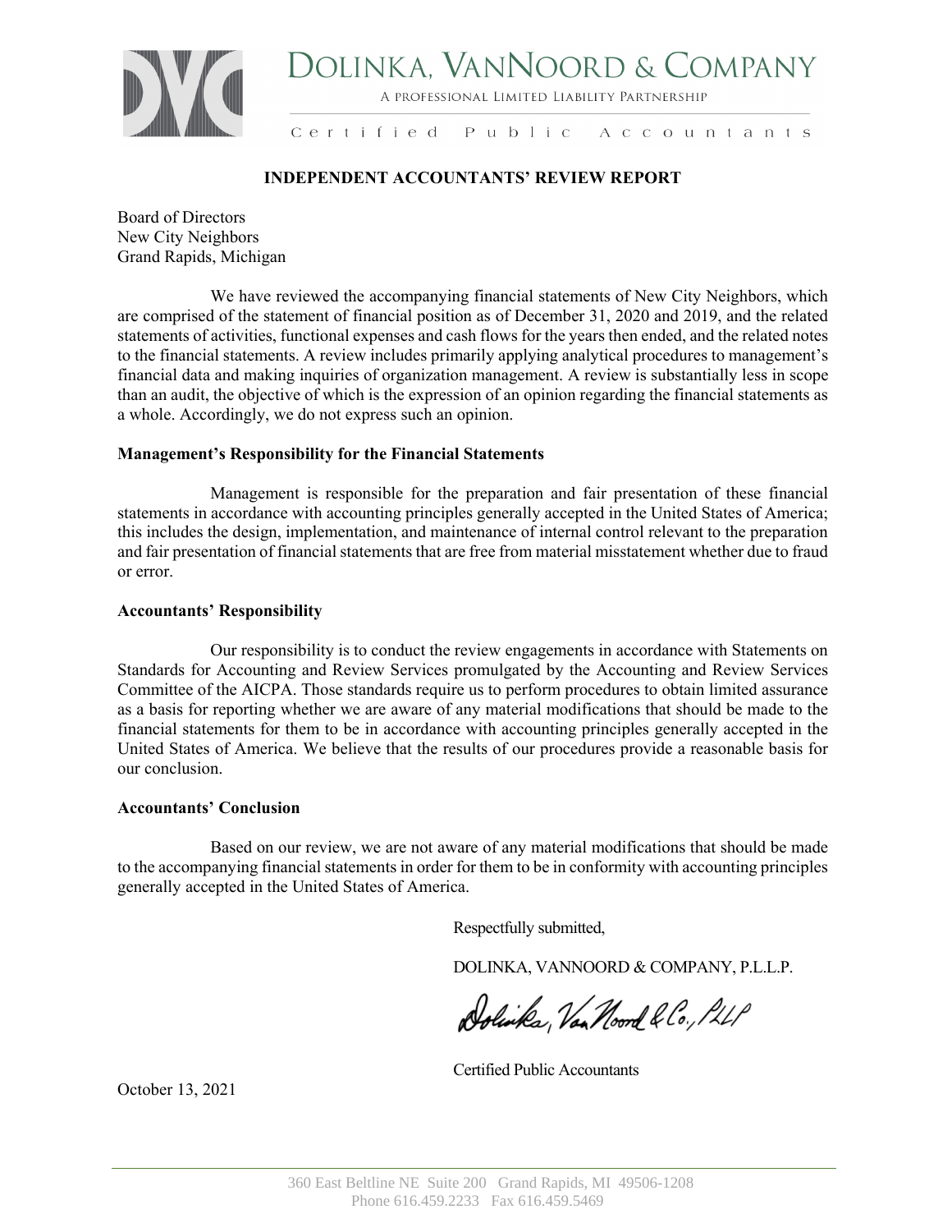# DOLINKA, VANNOORD & COMPANY

A PROFESSIONAL LIMITED LIABILITY PARTNERSHIP

Certified Public Accountants

## INDEPENDENT ACCOUNTANTS' REVIEW REPORT

Board of Directors
New City Neighbors
Grand Rapids, Michigan

We have reviewed the accompanying financial statements of New City Neighbors, which are comprised of the statement of financial position as of December 31, 2020 and 2019, and the related statements of activities, functional expenses and cash flows for the years then ended, and the related notes to the financial statements. A review includes primarily applying analytical procedures to management's financial data and making inquiries of organization management. A review is substantially less in scope than an audit, the objective of which is the expression of an opinion regarding the financial statements as a whole. Accordingly, we do not express such an opinion.

### Management's Responsibility for the Financial Statements

Management is responsible for the preparation and fair presentation of these financial statements in accordance with accounting principles generally accepted in the United States of America; this includes the design, implementation, and maintenance of internal control relevant to the preparation and fair presentation of financial statements that are free from material misstatement whether due to fraud or error.

### Accountants' Responsibility

Our responsibility is to conduct the review engagements in accordance with Statements on Standards for Accounting and Review Services promulgated by the Accounting and Review Services Committee of the AICPA. Those standards require us to perform procedures to obtain limited assurance as a basis for reporting whether we are aware of any material modifications that should be made to the financial statements for them to be in accordance with accounting principles generally accepted in the United States of America. We believe that the results of our procedures provide a reasonable basis for our conclusion.

### Accountants' Conclusion

Based on our review, we are not aware of any material modifications that should be made to the accompanying financial statements in order for them to be in conformity with accounting principles generally accepted in the United States of America.

Respectfully submitted,

DOLINKA, VANNOORD & COMPANY, P.L.L.P.

Dolinka, VanNoord & Co., PLLP

Certified Public Accountants

October 13, 2021

360 East Beltline NE Suite 200 Grand Rapids, MI 49506-1208
Phone 616.459.2233 Fax 616.459.5469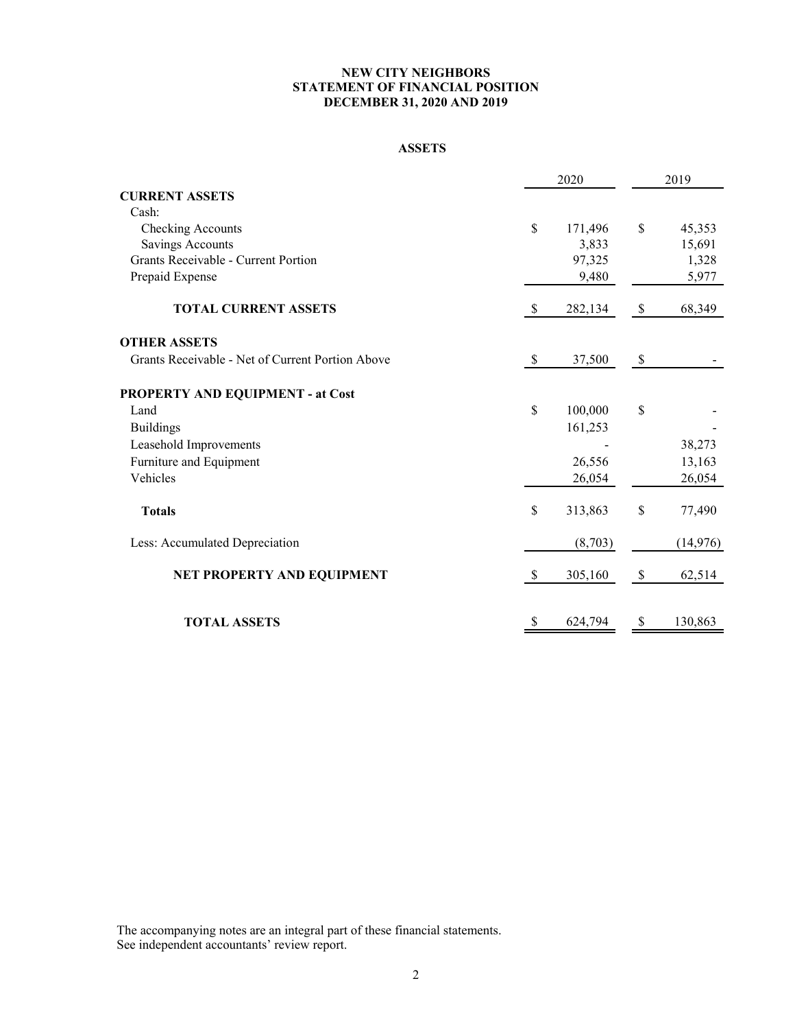# NEW CITY NEIGHBORS
## STATEMENT OF FINANCIAL POSITION
## DECEMBER 31, 2020 AND 2019

### ASSETS

| | 2020 | 2019 |
|---|---|---|
| **CURRENT ASSETS** | | |
| Cash: | | |
| Checking Accounts | $ 171,496 | $ 45,353 |
| Savings Accounts | 3,833 | 15,691 |
| Grants Receivable - Current Portion | 97,325 | 1,328 |
| Prepaid Expense | 9,480 | 5,977 |
| **TOTAL CURRENT ASSETS** | $ 282,134 | $ 68,349 |
| **OTHER ASSETS** | | |
| Grants Receivable - Net of Current Portion Above | $ 37,500 | $ - |
| **PROPERTY AND EQUIPMENT - at Cost** | | |
| Land | $ 100,000 | $ - |
| Buildings | 161,253 | - |
| Leasehold Improvements | - | 38,273 |
| Furniture and Equipment | 26,556 | 13,163 |
| Vehicles | 26,054 | 26,054 |
| **Totals** | $ 313,863 | $ 77,490 |
| Less: Accumulated Depreciation | (8,703) | (14,976) |
| **NET PROPERTY AND EQUIPMENT** | $ 305,160 | $ 62,514 |
| **TOTAL ASSETS** | $ 624,794 | $ 130,863 |

The accompanying notes are an integral part of these financial statements.
See independent accountants' review report.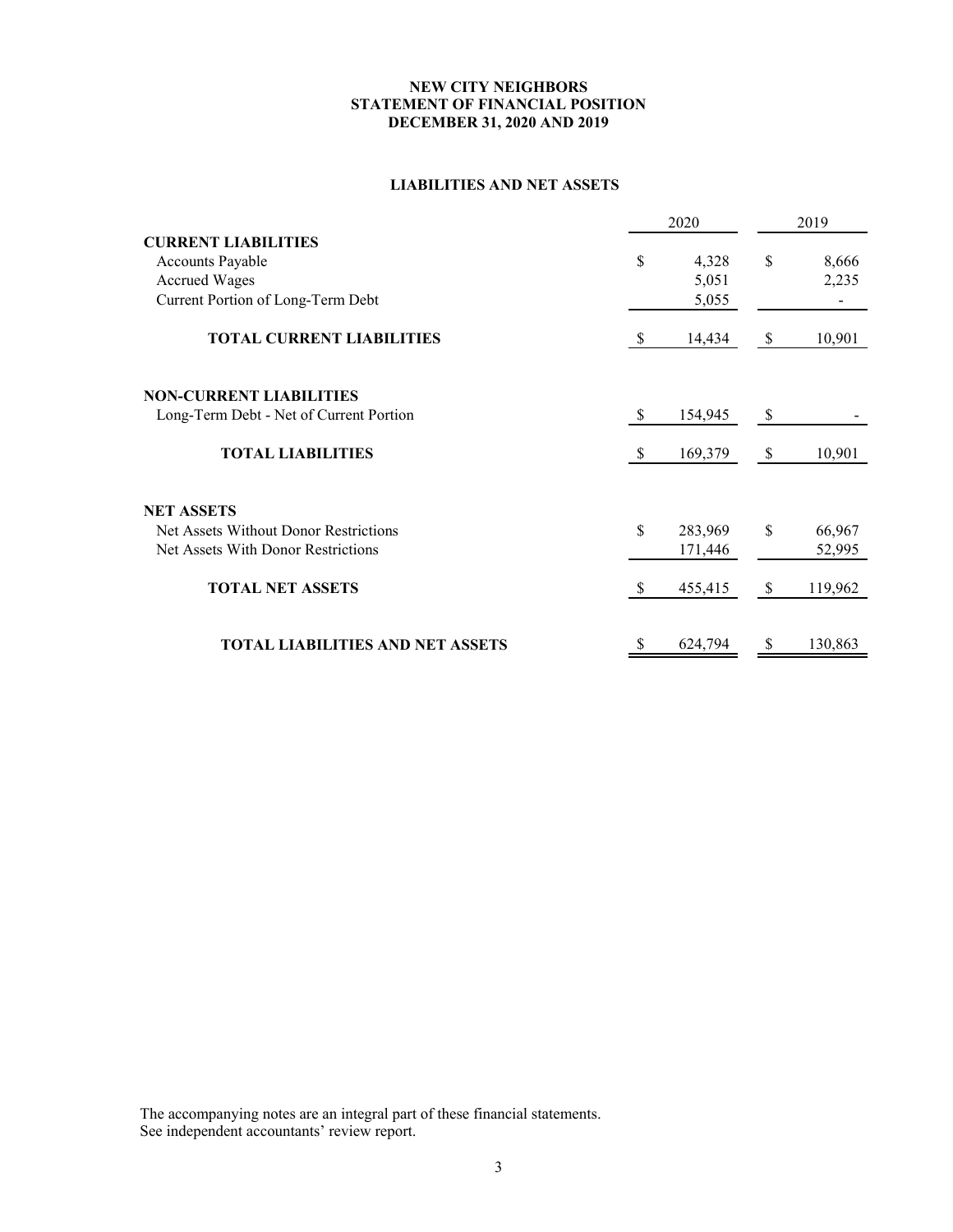**NEW CITY NEIGHBORS**
**STATEMENT OF FINANCIAL POSITION**
**DECEMBER 31, 2020 AND 2019**

**LIABILITIES AND NET ASSETS**

| | 2020 | 2019 |
|---|---|---|
| **CURRENT LIABILITIES** | | |
| Accounts Payable | $ 4,328 | $ 8,666 |
| Accrued Wages | 5,051 | 2,235 |
| Current Portion of Long-Term Debt | 5,055 | - |
| **TOTAL CURRENT LIABILITIES** | $ 14,434 | $ 10,901 |
| | | |
| **NON-CURRENT LIABILITIES** | | |
| Long-Term Debt - Net of Current Portion | $ 154,945 | $ - |
| **TOTAL LIABILITIES** | $ 169,379 | $ 10,901 |
| | | |
| **NET ASSETS** | | |
| Net Assets Without Donor Restrictions | $ 283,969 | $ 66,967 |
| Net Assets With Donor Restrictions | 171,446 | 52,995 |
| **TOTAL NET ASSETS** | $ 455,415 | $ 119,962 |
| | | |
| **TOTAL LIABILITIES AND NET ASSETS** | $ 624,794 | $ 130,863 |

The accompanying notes are an integral part of these financial statements.
See independent accountants' review report.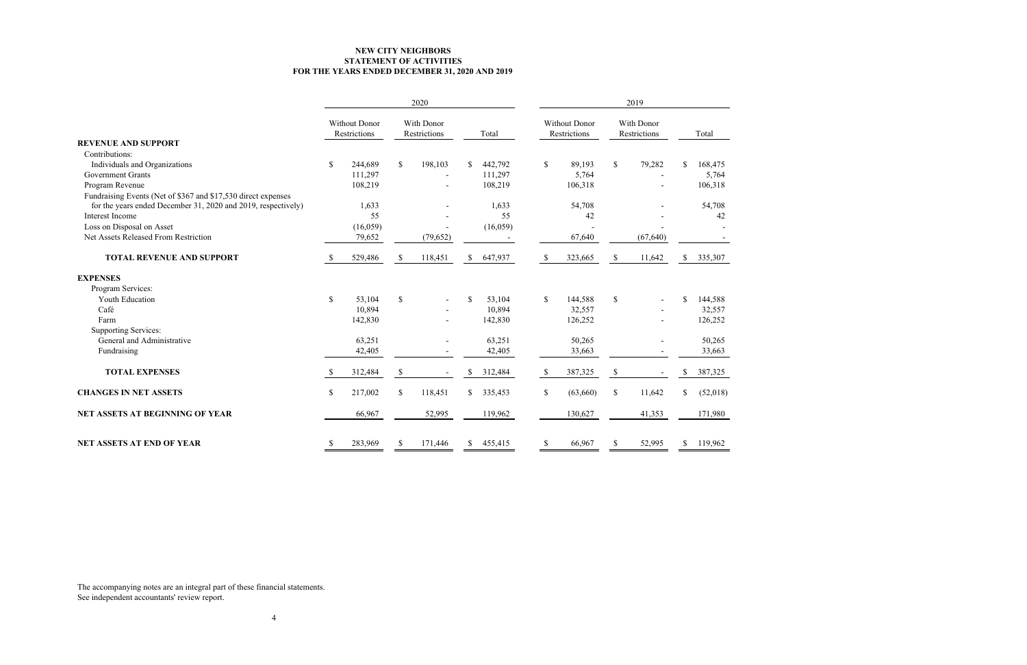**NEW CITY NEIGHBORS**
**STATEMENT OF ACTIVITIES**
**FOR THE YEARS ENDED DECEMBER 31, 2020 AND 2019**

| | 2020 | | | 2019 | | |
|---|---|---|---|---|---|---|
| | Without Donor Restrictions | With Donor Restrictions | Total | Without Donor Restrictions | With Donor Restrictions | Total |
| **REVENUE AND SUPPORT** | | | | | | |
| Contributions: | | | | | | |
| Individuals and Organizations | $ 244,689 | $ 198,103 | $ 442,792 | $ 89,193 | $ 79,282 | $ 168,475 |
| Government Grants | 111,297 | - | 111,297 | 5,764 | - | 5,764 |
| Program Revenue | 108,219 | - | 108,219 | 106,318 | - | 106,318 |
| Fundraising Events (Net of $367 and $17,530 direct expenses for the years ended December 31, 2020 and 2019, respectively) | 1,633 | - | 1,633 | 54,708 | - | 54,708 |
| Interest Income | 55 | - | 55 | 42 | - | 42 |
| Loss on Disposal on Asset | (16,059) | - | (16,059) | - | - | - |
| Net Assets Released From Restriction | 79,652 | (79,652) | - | 67,640 | (67,640) | - |
| **TOTAL REVENUE AND SUPPORT** | $ 529,486 | $ 118,451 | $ 647,937 | $ 323,665 | $ 11,642 | $ 335,307 |
| **EXPENSES** | | | | | | |
| Program Services: | | | | | | |
| Youth Education | $ 53,104 | $ - | $ 53,104 | $ 144,588 | $ - | $ 144,588 |
| Café | 10,894 | - | 10,894 | 32,557 | - | 32,557 |
| Farm | 142,830 | - | 142,830 | 126,252 | - | 126,252 |
| Supporting Services: | | | | | | |
| General and Administrative | 63,251 | - | 63,251 | 50,265 | - | 50,265 |
| Fundraising | 42,405 | - | 42,405 | 33,663 | - | 33,663 |
| **TOTAL EXPENSES** | $ 312,484 | $ - | $ 312,484 | $ 387,325 | $ - | $ 387,325 |
| **CHANGES IN NET ASSETS** | $ 217,002 | $ 118,451 | $ 335,453 | $ (63,660) | $ 11,642 | $ (52,018) |
| **NET ASSETS AT BEGINNING OF YEAR** | 66,967 | 52,995 | 119,962 | 130,627 | 41,353 | 171,980 |
| **NET ASSETS AT END OF YEAR** | $ 283,969 | $ 171,446 | $ 455,415 | $ 66,967 | $ 52,995 | $ 119,962 |

The accompanying notes are an integral part of these financial statements.
See independent accountants' review report.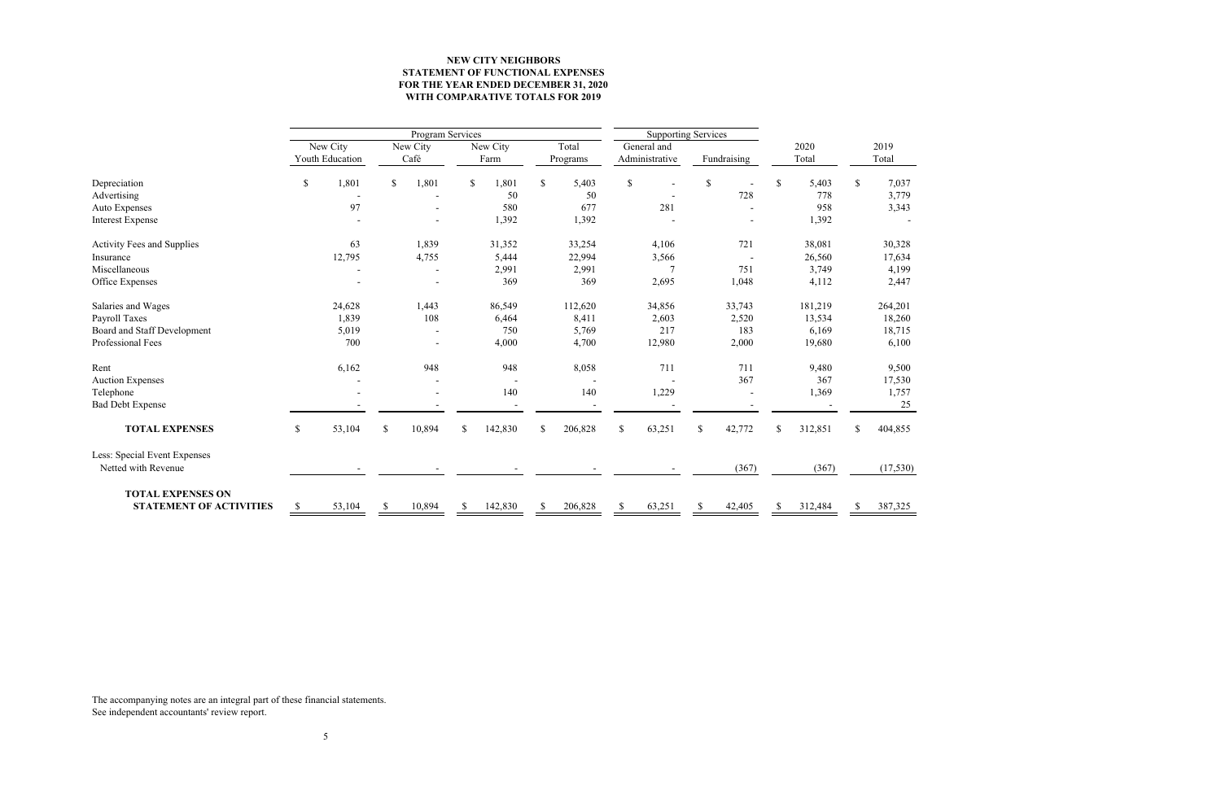**NEW CITY NEIGHBORS**
**STATEMENT OF FUNCTIONAL EXPENSES**
**FOR THE YEAR ENDED DECEMBER 31, 2020**
**WITH COMPARATIVE TOTALS FOR 2019**

| | Program Services | | | | Supporting Services | | | |
|---|---|---|---|---|---|---|---|---|
| | New City Youth Education | New City Café | New City Farm | Total Programs | General and Administrative | Fundraising | 2020 Total | 2019 Total |
| Depreciation | $ 1,801 | $ 1,801 | $ 1,801 | $ 5,403 | $ - | $ - | $ 5,403 | $ 7,037 |
| Advertising | - | - | 50 | 50 | - | 728 | 778 | 3,779 |
| Auto Expenses | 97 | - | 580 | 677 | 281 | - | 958 | 3,343 |
| Interest Expense | - | - | 1,392 | 1,392 | - | - | 1,392 | - |
| Activity Fees and Supplies | 63 | 1,839 | 31,352 | 33,254 | 4,106 | 721 | 38,081 | 30,328 |
| Insurance | 12,795 | 4,755 | 5,444 | 22,994 | 3,566 | - | 26,560 | 17,634 |
| Miscellaneous | - | - | 2,991 | 2,991 | 7 | 751 | 3,749 | 4,199 |
| Office Expenses | - | - | 369 | 369 | 2,695 | 1,048 | 4,112 | 2,447 |
| Salaries and Wages | 24,628 | 1,443 | 86,549 | 112,620 | 34,856 | 33,743 | 181,219 | 264,201 |
| Payroll Taxes | 1,839 | 108 | 6,464 | 8,411 | 2,603 | 2,520 | 13,534 | 18,260 |
| Board and Staff Development | 5,019 | - | 750 | 5,769 | 217 | 183 | 6,169 | 18,715 |
| Professional Fees | 700 | - | 4,000 | 4,700 | 12,980 | 2,000 | 19,680 | 6,100 |
| Rent | 6,162 | 948 | 948 | 8,058 | 711 | 711 | 9,480 | 9,500 |
| Auction Expenses | - | - | - | - | - | 367 | 367 | 17,530 |
| Telephone | - | - | 140 | 140 | 1,229 | - | 1,369 | 1,757 |
| Bad Debt Expense | - | - | - | - | - | - | - | 25 |
| **TOTAL EXPENSES** | $ 53,104 | $ 10,894 | $ 142,830 | $ 206,828 | $ 63,251 | $ 42,772 | $ 312,851 | $ 404,855 |
| Less: Special Event Expenses Netted with Revenue | - | - | - | - | - | (367) | (367) | (17,530) |
| **TOTAL EXPENSES ON STATEMENT OF ACTIVITIES** | $ 53,104 | $ 10,894 | $ 142,830 | $ 206,828 | $ 63,251 | $ 42,405 | $ 312,484 | $ 387,325 |

The accompanying notes are an integral part of these financial statements.
See independent accountants' review report.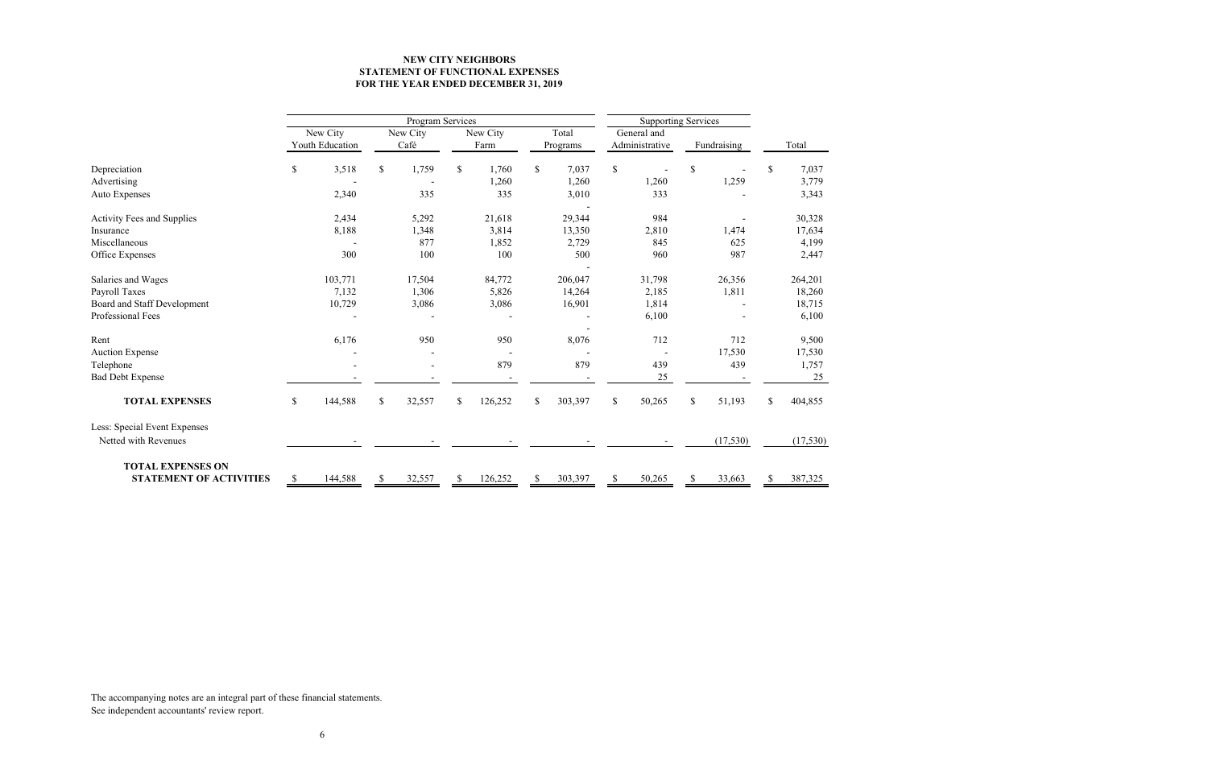**NEW CITY NEIGHBORS**
**STATEMENT OF FUNCTIONAL EXPENSES**
**FOR THE YEAR ENDED DECEMBER 31, 2019**

| | Program Services | | | | Supporting Services | | |
|---|---|---|---|---|---|---|---|
| | New City Youth Education | New City Café | New City Farm | Total Programs | General and Administrative | Fundraising | Total |
| Depreciation | $ 3,518 | $ 1,759 | $ 1,760 | $ 7,037 | $ - | $ - | $ 7,037 |
| Advertising | - | - | 1,260 | 1,260 | 1,260 | 1,259 | 3,779 |
| Auto Expenses | 2,340 | 335 | 335 | 3,010 | 333 | - | 3,343 |
| | | | | - | | | |
| Activity Fees and Supplies | 2,434 | 5,292 | 21,618 | 29,344 | 984 | - | 30,328 |
| Insurance | 8,188 | 1,348 | 3,814 | 13,350 | 2,810 | 1,474 | 17,634 |
| Miscellaneous | - | 877 | 1,852 | 2,729 | 845 | 625 | 4,199 |
| Office Expenses | 300 | 100 | 100 | 500 | 960 | 987 | 2,447 |
| | | | | - | | | |
| Salaries and Wages | 103,771 | 17,504 | 84,772 | 206,047 | 31,798 | 26,356 | 264,201 |
| Payroll Taxes | 7,132 | 1,306 | 5,826 | 14,264 | 2,185 | 1,811 | 18,260 |
| Board and Staff Development | 10,729 | 3,086 | 3,086 | 16,901 | 1,814 | - | 18,715 |
| Professional Fees | - | - | - | - | 6,100 | - | 6,100 |
| | | | | - | | | |
| Rent | 6,176 | 950 | 950 | 8,076 | 712 | 712 | 9,500 |
| Auction Expense | - | - | - | - | - | 17,530 | 17,530 |
| Telephone | - | - | 879 | 879 | 439 | 439 | 1,757 |
| Bad Debt Expense | - | - | - | - | 25 | - | 25 |
| **TOTAL EXPENSES** | $ 144,588 | $ 32,557 | $ 126,252 | $ 303,397 | $ 50,265 | $ 51,193 | $ 404,855 |
| Less: Special Event Expenses Netted with Revenues | - | - | - | - | - | (17,530) | (17,530) |
| **TOTAL EXPENSES ON STATEMENT OF ACTIVITIES** | $ 144,588 | $ 32,557 | $ 126,252 | $ 303,397 | $ 50,265 | $ 33,663 | $ 387,325 |

The accompanying notes are an integral part of these financial statements.
See independent accountants' review report.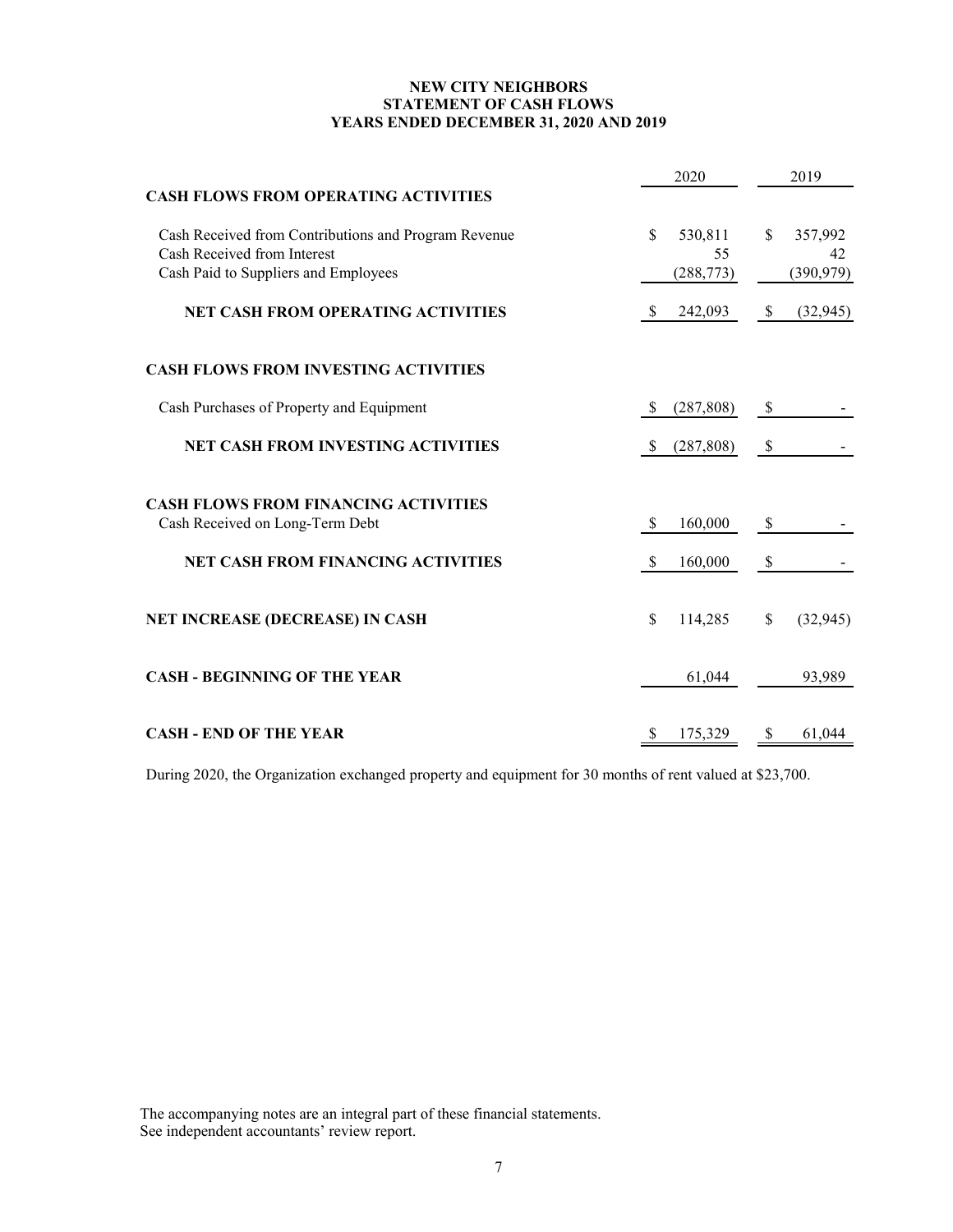# NEW CITY NEIGHBORS
## STATEMENT OF CASH FLOWS
### YEARS ENDED DECEMBER 31, 2020 AND 2019

| | 2020 | 2019 |
|---|---|---|
| **CASH FLOWS FROM OPERATING ACTIVITIES** | | |
| Cash Received from Contributions and Program Revenue | $ 530,811 | $ 357,992 |
| Cash Received from Interest | 55 | 42 |
| Cash Paid to Suppliers and Employees | (288,773) | (390,979) |
| **NET CASH FROM OPERATING ACTIVITIES** | $ 242,093 | $ (32,945) |
| **CASH FLOWS FROM INVESTING ACTIVITIES** | | |
| Cash Purchases of Property and Equipment | $ (287,808) | $ - |
| **NET CASH FROM INVESTING ACTIVITIES** | $ (287,808) | $ - |
| **CASH FLOWS FROM FINANCING ACTIVITIES** | | |
| Cash Received on Long-Term Debt | $ 160,000 | $ - |
| **NET CASH FROM FINANCING ACTIVITIES** | $ 160,000 | $ - |
| **NET INCREASE (DECREASE) IN CASH** | $ 114,285 | $ (32,945) |
| **CASH - BEGINNING OF THE YEAR** | 61,044 | 93,989 |
| **CASH - END OF THE YEAR** | $ 175,329 | $ 61,044 |

During 2020, the Organization exchanged property and equipment for 30 months of rent valued at $23,700.

The accompanying notes are an integral part of these financial statements.
See independent accountants' review report.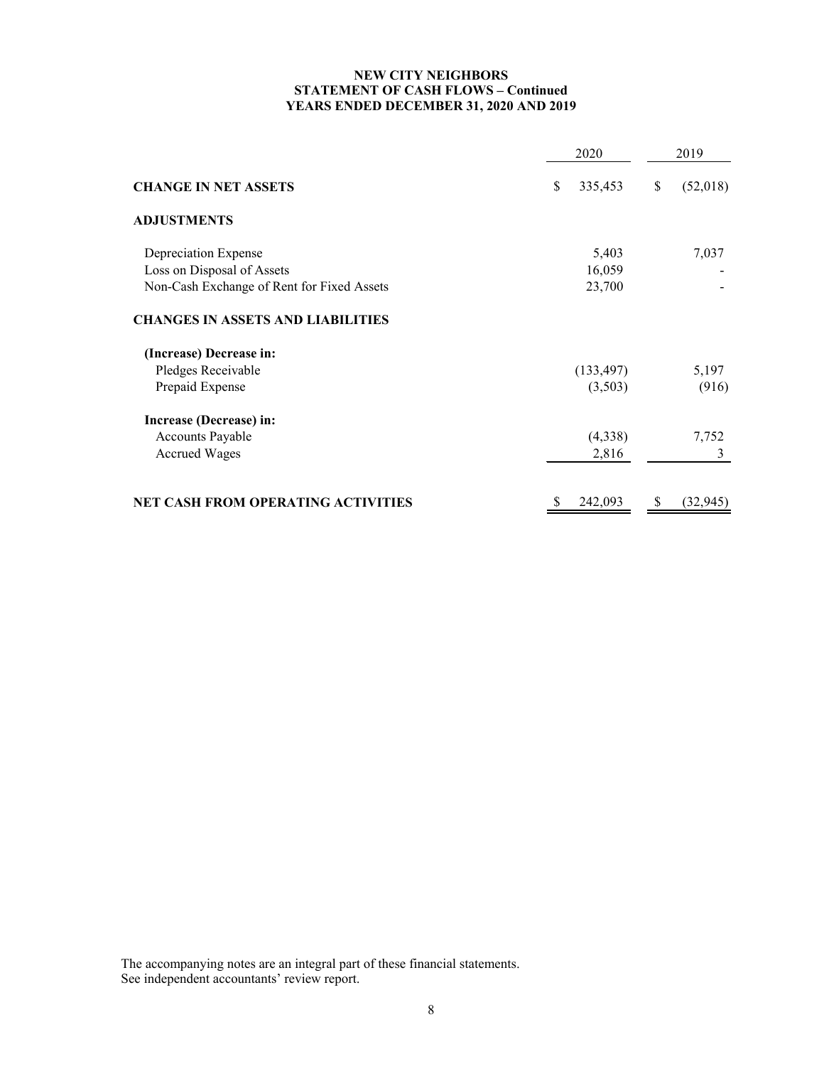**NEW CITY NEIGHBORS**
**STATEMENT OF CASH FLOWS – Continued**
**YEARS ENDED DECEMBER 31, 2020 AND 2019**

| | 2020 | 2019 |
|---|---|---|
| **CHANGE IN NET ASSETS** | $ 335,453 | $ (52,018) |
| **ADJUSTMENTS** | | |
| Depreciation Expense | 5,403 | 7,037 |
| Loss on Disposal of Assets | 16,059 | - |
| Non-Cash Exchange of Rent for Fixed Assets | 23,700 | - |
| **CHANGES IN ASSETS AND LIABILITIES** | | |
| **(Increase) Decrease in:** | | |
| Pledges Receivable | (133,497) | 5,197 |
| Prepaid Expense | (3,503) | (916) |
| **Increase (Decrease) in:** | | |
| Accounts Payable | (4,338) | 7,752 |
| Accrued Wages | 2,816 | 3 |
| **NET CASH FROM OPERATING ACTIVITIES** | $ 242,093 | $ (32,945) |

The accompanying notes are an integral part of these financial statements.
See independent accountants' review report.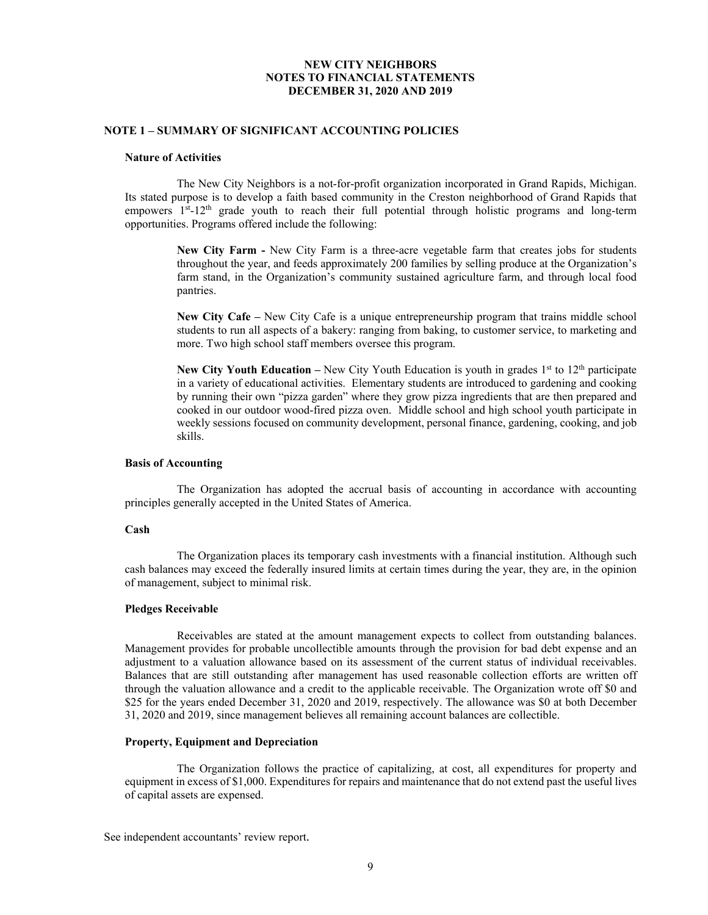# NEW CITY NEIGHBORS
# NOTES TO FINANCIAL STATEMENTS
# DECEMBER 31, 2020 AND 2019

## NOTE 1 – SUMMARY OF SIGNIFICANT ACCOUNTING POLICIES

### Nature of Activities

The New City Neighbors is a not-for-profit organization incorporated in Grand Rapids, Michigan. Its stated purpose is to develop a faith based community in the Creston neighborhood of Grand Rapids that empowers 1st-12th grade youth to reach their full potential through holistic programs and long-term opportunities. Programs offered include the following:

> **New City Farm -** New City Farm is a three-acre vegetable farm that creates jobs for students throughout the year, and feeds approximately 200 families by selling produce at the Organization's farm stand, in the Organization's community sustained agriculture farm, and through local food pantries.
>
> **New City Cafe –** New City Cafe is a unique entrepreneurship program that trains middle school students to run all aspects of a bakery: ranging from baking, to customer service, to marketing and more. Two high school staff members oversee this program.
>
> **New City Youth Education –** New City Youth Education is youth in grades 1st to 12th participate in a variety of educational activities. Elementary students are introduced to gardening and cooking by running their own "pizza garden" where they grow pizza ingredients that are then prepared and cooked in our outdoor wood-fired pizza oven. Middle school and high school youth participate in weekly sessions focused on community development, personal finance, gardening, cooking, and job skills.

### Basis of Accounting

The Organization has adopted the accrual basis of accounting in accordance with accounting principles generally accepted in the United States of America.

### Cash

The Organization places its temporary cash investments with a financial institution. Although such cash balances may exceed the federally insured limits at certain times during the year, they are, in the opinion of management, subject to minimal risk.

### Pledges Receivable

Receivables are stated at the amount management expects to collect from outstanding balances. Management provides for probable uncollectible amounts through the provision for bad debt expense and an adjustment to a valuation allowance based on its assessment of the current status of individual receivables. Balances that are still outstanding after management has used reasonable collection efforts are written off through the valuation allowance and a credit to the applicable receivable. The Organization wrote off $0 and $25 for the years ended December 31, 2020 and 2019, respectively. The allowance was $0 at both December 31, 2020 and 2019, since management believes all remaining account balances are collectible.

### Property, Equipment and Depreciation

The Organization follows the practice of capitalizing, at cost, all expenditures for property and equipment in excess of $1,000. Expenditures for repairs and maintenance that do not extend past the useful lives of capital assets are expensed.

See independent accountants' review report.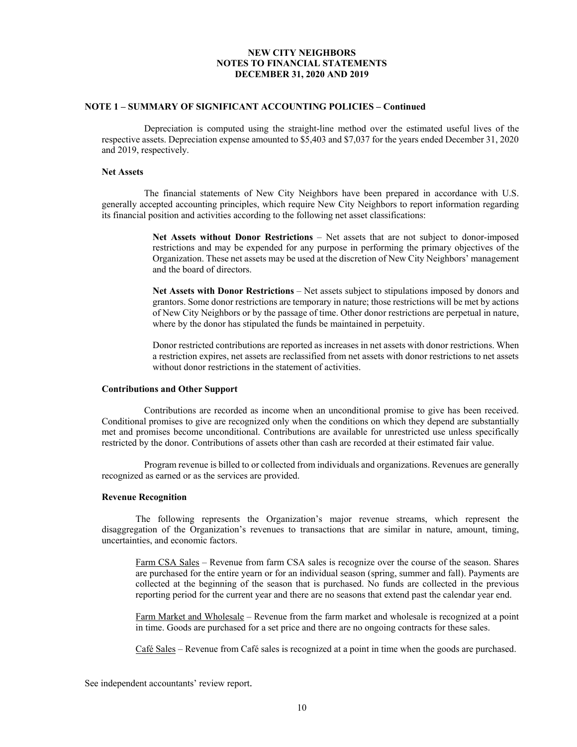### NOTE 1 – SUMMARY OF SIGNIFICANT ACCOUNTING POLICIES – Continued

Depreciation is computed using the straight-line method over the estimated useful lives of the respective assets. Depreciation expense amounted to $5,403 and $7,037 for the years ended December 31, 2020 and 2019, respectively.

#### Net Assets

The financial statements of New City Neighbors have been prepared in accordance with U.S. generally accepted accounting principles, which require New City Neighbors to report information regarding its financial position and activities according to the following net asset classifications:

> **Net Assets without Donor Restrictions** – Net assets that are not subject to donor-imposed restrictions and may be expended for any purpose in performing the primary objectives of the Organization. These net assets may be used at the discretion of New City Neighbors' management and the board of directors.
>
> **Net Assets with Donor Restrictions** – Net assets subject to stipulations imposed by donors and grantors. Some donor restrictions are temporary in nature; those restrictions will be met by actions of New City Neighbors or by the passage of time. Other donor restrictions are perpetual in nature, where by the donor has stipulated the funds be maintained in perpetuity.
>
> Donor restricted contributions are reported as increases in net assets with donor restrictions. When a restriction expires, net assets are reclassified from net assets with donor restrictions to net assets without donor restrictions in the statement of activities.

#### Contributions and Other Support

Contributions are recorded as income when an unconditional promise to give has been received. Conditional promises to give are recognized only when the conditions on which they depend are substantially met and promises become unconditional. Contributions are available for unrestricted use unless specifically restricted by the donor. Contributions of assets other than cash are recorded at their estimated fair value.

Program revenue is billed to or collected from individuals and organizations. Revenues are generally recognized as earned or as the services are provided.

#### Revenue Recognition

The following represents the Organization's major revenue streams, which represent the disaggregation of the Organization's revenues to transactions that are similar in nature, amount, timing, uncertainties, and economic factors.

> Farm CSA Sales – Revenue from farm CSA sales is recognize over the course of the season. Shares are purchased for the entire yearn or for an individual season (spring, summer and fall). Payments are collected at the beginning of the season that is purchased. No funds are collected in the previous reporting period for the current year and there are no seasons that extend past the calendar year end.
>
> Farm Market and Wholesale – Revenue from the farm market and wholesale is recognized at a point in time. Goods are purchased for a set price and there are no ongoing contracts for these sales.
>
> Café Sales – Revenue from Café sales is recognized at a point in time when the goods are purchased.

See independent accountants' review report.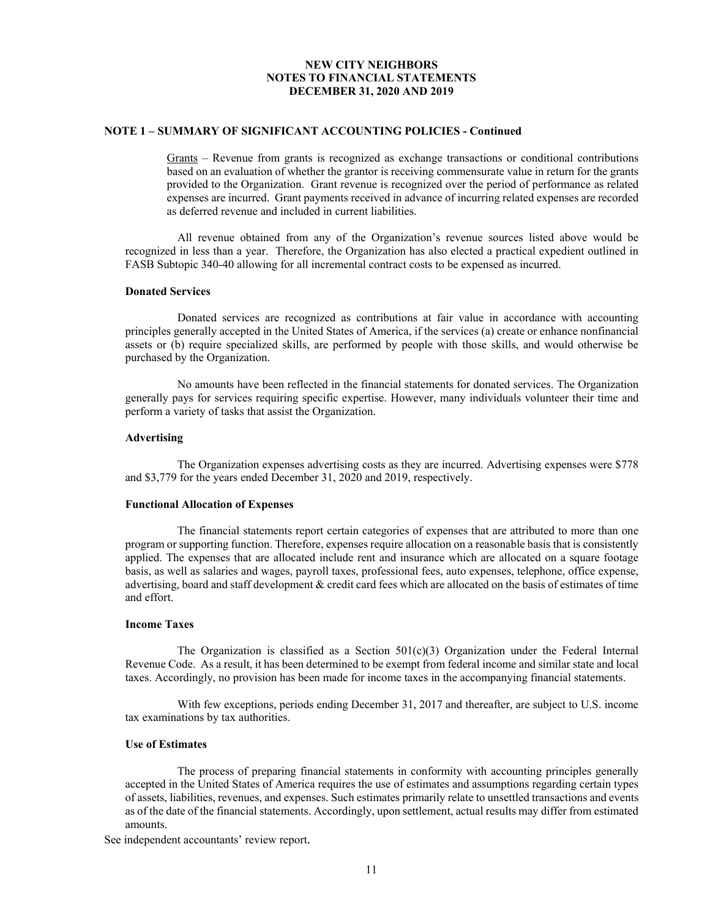**NEW CITY NEIGHBORS**
**NOTES TO FINANCIAL STATEMENTS**
**DECEMBER 31, 2020 AND 2019**

## NOTE 1 – SUMMARY OF SIGNIFICANT ACCOUNTING POLICIES - Continued

Grants – Revenue from grants is recognized as exchange transactions or conditional contributions based on an evaluation of whether the grantor is receiving commensurate value in return for the grants provided to the Organization. Grant revenue is recognized over the period of performance as related expenses are incurred. Grant payments received in advance of incurring related expenses are recorded as deferred revenue and included in current liabilities.

All revenue obtained from any of the Organization's revenue sources listed above would be recognized in less than a year. Therefore, the Organization has also elected a practical expedient outlined in FASB Subtopic 340-40 allowing for all incremental contract costs to be expensed as incurred.

### Donated Services

Donated services are recognized as contributions at fair value in accordance with accounting principles generally accepted in the United States of America, if the services (a) create or enhance nonfinancial assets or (b) require specialized skills, are performed by people with those skills, and would otherwise be purchased by the Organization.

No amounts have been reflected in the financial statements for donated services. The Organization generally pays for services requiring specific expertise. However, many individuals volunteer their time and perform a variety of tasks that assist the Organization.

### Advertising

The Organization expenses advertising costs as they are incurred. Advertising expenses were $778 and $3,779 for the years ended December 31, 2020 and 2019, respectively.

### Functional Allocation of Expenses

The financial statements report certain categories of expenses that are attributed to more than one program or supporting function. Therefore, expenses require allocation on a reasonable basis that is consistently applied. The expenses that are allocated include rent and insurance which are allocated on a square footage basis, as well as salaries and wages, payroll taxes, professional fees, auto expenses, telephone, office expense, advertising, board and staff development & credit card fees which are allocated on the basis of estimates of time and effort.

### Income Taxes

The Organization is classified as a Section 501(c)(3) Organization under the Federal Internal Revenue Code. As a result, it has been determined to be exempt from federal income and similar state and local taxes. Accordingly, no provision has been made for income taxes in the accompanying financial statements.

With few exceptions, periods ending December 31, 2017 and thereafter, are subject to U.S. income tax examinations by tax authorities.

### Use of Estimates

The process of preparing financial statements in conformity with accounting principles generally accepted in the United States of America requires the use of estimates and assumptions regarding certain types of assets, liabilities, revenues, and expenses. Such estimates primarily relate to unsettled transactions and events as of the date of the financial statements. Accordingly, upon settlement, actual results may differ from estimated amounts.

See independent accountants' review report.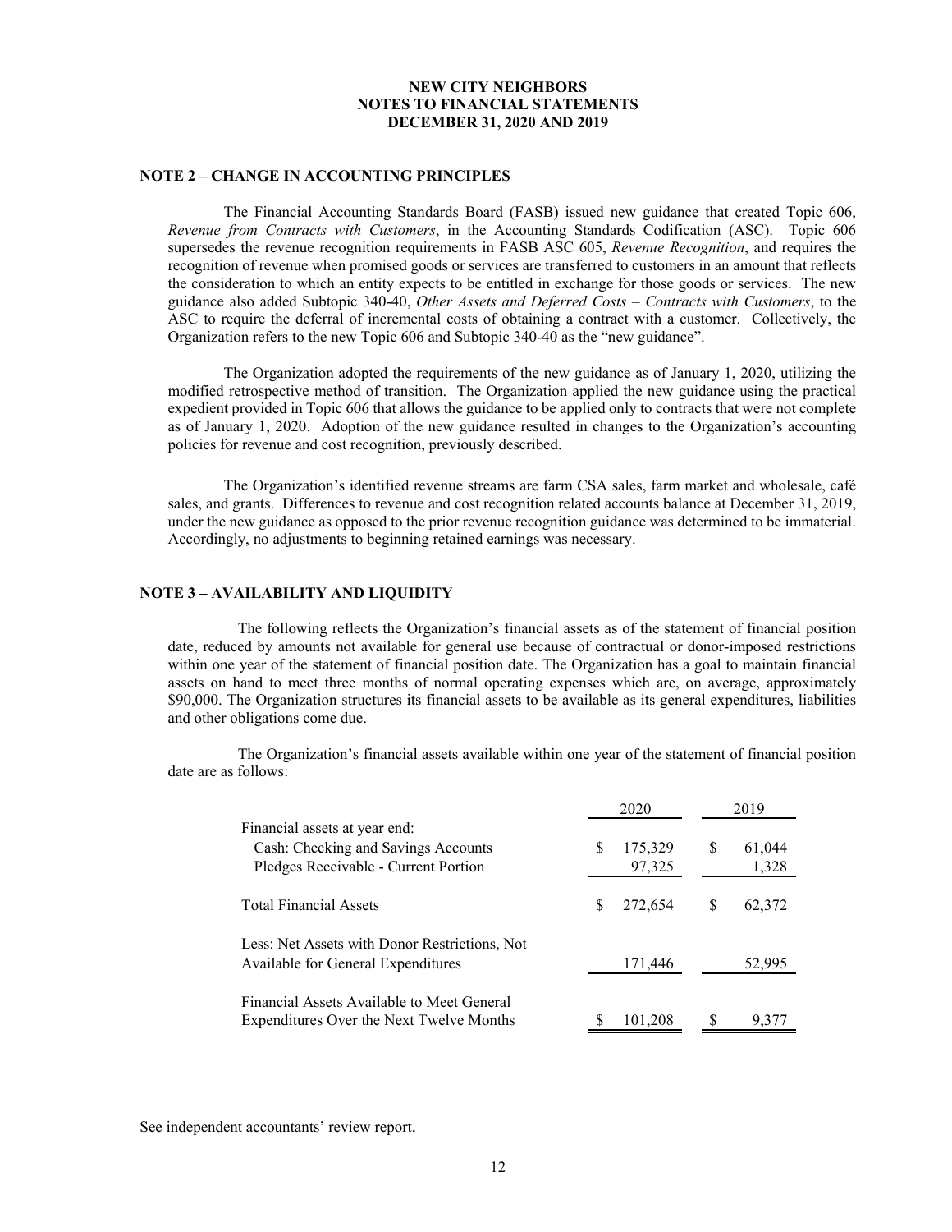# NEW CITY NEIGHBORS
## NOTES TO FINANCIAL STATEMENTS
## DECEMBER 31, 2020 AND 2019

### NOTE 2 – CHANGE IN ACCOUNTING PRINCIPLES

The Financial Accounting Standards Board (FASB) issued new guidance that created Topic 606, *Revenue from Contracts with Customers*, in the Accounting Standards Codification (ASC). Topic 606 supersedes the revenue recognition requirements in FASB ASC 605, *Revenue Recognition*, and requires the recognition of revenue when promised goods or services are transferred to customers in an amount that reflects the consideration to which an entity expects to be entitled in exchange for those goods or services. The new guidance also added Subtopic 340-40, *Other Assets and Deferred Costs – Contracts with Customers*, to the ASC to require the deferral of incremental costs of obtaining a contract with a customer. Collectively, the Organization refers to the new Topic 606 and Subtopic 340-40 as the "new guidance".

The Organization adopted the requirements of the new guidance as of January 1, 2020, utilizing the modified retrospective method of transition. The Organization applied the new guidance using the practical expedient provided in Topic 606 that allows the guidance to be applied only to contracts that were not complete as of January 1, 2020. Adoption of the new guidance resulted in changes to the Organization's accounting policies for revenue and cost recognition, previously described.

The Organization's identified revenue streams are farm CSA sales, farm market and wholesale, café sales, and grants. Differences to revenue and cost recognition related accounts balance at December 31, 2019, under the new guidance as opposed to the prior revenue recognition guidance was determined to be immaterial. Accordingly, no adjustments to beginning retained earnings was necessary.

### NOTE 3 – AVAILABILITY AND LIQUIDITY

The following reflects the Organization's financial assets as of the statement of financial position date, reduced by amounts not available for general use because of contractual or donor-imposed restrictions within one year of the statement of financial position date. The Organization has a goal to maintain financial assets on hand to meet three months of normal operating expenses which are, on average, approximately $90,000. The Organization structures its financial assets to be available as its general expenditures, liabilities and other obligations come due.

The Organization's financial assets available within one year of the statement of financial position date are as follows:

| | 2020 | 2019 |
|---|---|---|
| Financial assets at year end: | | |
| Cash: Checking and Savings Accounts | $ 175,329 | $ 61,044 |
| Pledges Receivable - Current Portion | 97,325 | 1,328 |
| Total Financial Assets | $ 272,654 | $ 62,372 |
| Less: Net Assets with Donor Restrictions, Not Available for General Expenditures | 171,446 | 52,995 |
| Financial Assets Available to Meet General Expenditures Over the Next Twelve Months | $ 101,208 | $ 9,377 |

See independent accountants' review report.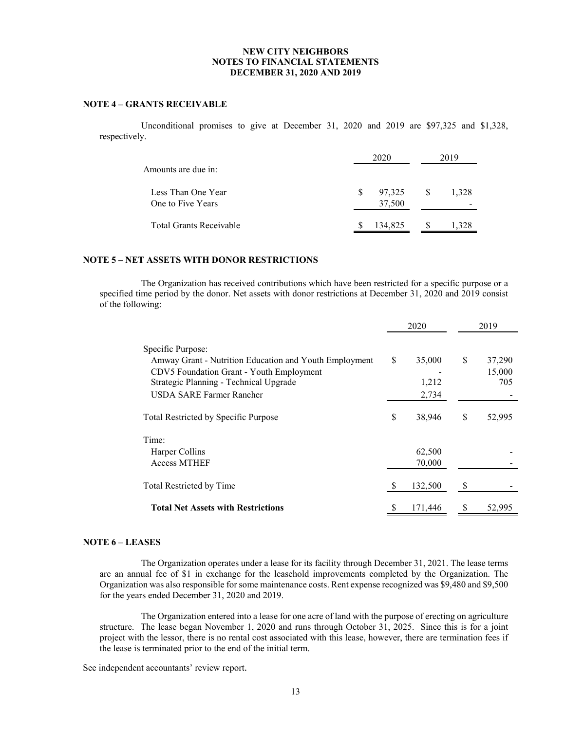**NEW CITY NEIGHBORS**
**NOTES TO FINANCIAL STATEMENTS**
**DECEMBER 31, 2020 AND 2019**

## NOTE 4 – GRANTS RECEIVABLE

Unconditional promises to give at December 31, 2020 and 2019 are $97,325 and $1,328, respectively.

| | 2020 | 2019 |
|---|---|---|
| Amounts are due in: | | |
| Less Than One Year | $ 97,325 | $ 1,328 |
| One to Five Years | 37,500 | - |
| Total Grants Receivable | $ 134,825 | $ 1,328 |

## NOTE 5 – NET ASSETS WITH DONOR RESTRICTIONS

The Organization has received contributions which have been restricted for a specific purpose or a specified time period by the donor. Net assets with donor restrictions at December 31, 2020 and 2019 consist of the following:

| | 2020 | 2019 |
|---|---|---|
| Specific Purpose: | | |
| Amway Grant - Nutrition Education and Youth Employment | $ 35,000 | $ 37,290 |
| CDV5 Foundation Grant - Youth Employment | - | 15,000 |
| Strategic Planning - Technical Upgrade | 1,212 | 705 |
| USDA SARE Farmer Rancher | 2,734 | - |
| Total Restricted by Specific Purpose | $ 38,946 | $ 52,995 |
| Time: | | |
| Harper Collins | 62,500 | - |
| Access MTHEF | 70,000 | - |
| Total Restricted by Time | $ 132,500 | $ - |
| **Total Net Assets with Restrictions** | $ 171,446 | $ 52,995 |

## NOTE 6 – LEASES

The Organization operates under a lease for its facility through December 31, 2021. The lease terms are an annual fee of $1 in exchange for the leasehold improvements completed by the Organization. The Organization was also responsible for some maintenance costs. Rent expense recognized was $9,480 and $9,500 for the years ended December 31, 2020 and 2019.

The Organization entered into a lease for one acre of land with the purpose of erecting on agriculture structure. The lease began November 1, 2020 and runs through October 31, 2025. Since this is for a joint project with the lessor, there is no rental cost associated with this lease, however, there are termination fees if the lease is terminated prior to the end of the initial term.

See independent accountants' review report.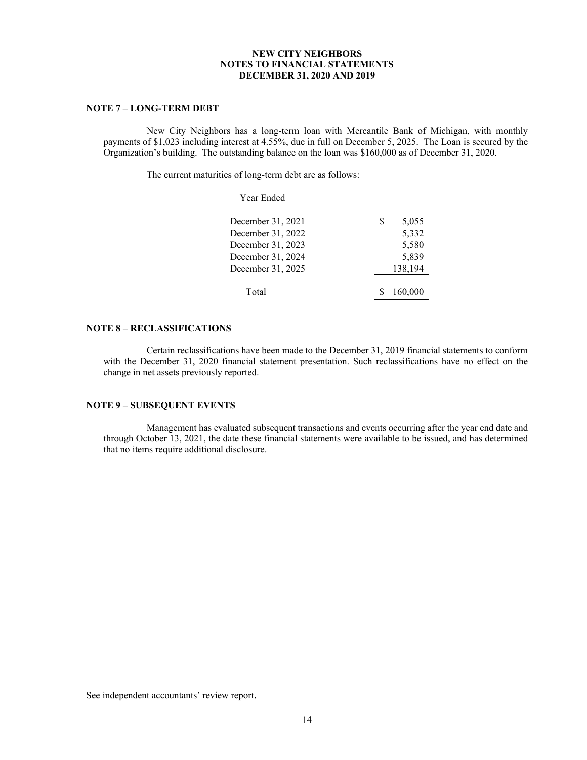**NEW CITY NEIGHBORS**
**NOTES TO FINANCIAL STATEMENTS**
**DECEMBER 31, 2020 AND 2019**

## NOTE 7 – LONG-TERM DEBT

New City Neighbors has a long-term loan with Mercantile Bank of Michigan, with monthly payments of $1,023 including interest at 4.55%, due in full on December 5, 2025. The Loan is secured by the Organization's building. The outstanding balance on the loan was $160,000 as of December 31, 2020.

The current maturities of long-term debt are as follows:

| Year Ended | |
|---|---|
| December 31, 2021 | $ 5,055 |
| December 31, 2022 | 5,332 |
| December 31, 2023 | 5,580 |
| December 31, 2024 | 5,839 |
| December 31, 2025 | 138,194 |
| Total | $ 160,000 |

## NOTE 8 – RECLASSIFICATIONS

Certain reclassifications have been made to the December 31, 2019 financial statements to conform with the December 31, 2020 financial statement presentation. Such reclassifications have no effect on the change in net assets previously reported.

## NOTE 9 – SUBSEQUENT EVENTS

Management has evaluated subsequent transactions and events occurring after the year end date and through October 13, 2021, the date these financial statements were available to be issued, and has determined that no items require additional disclosure.

See independent accountants' review report.